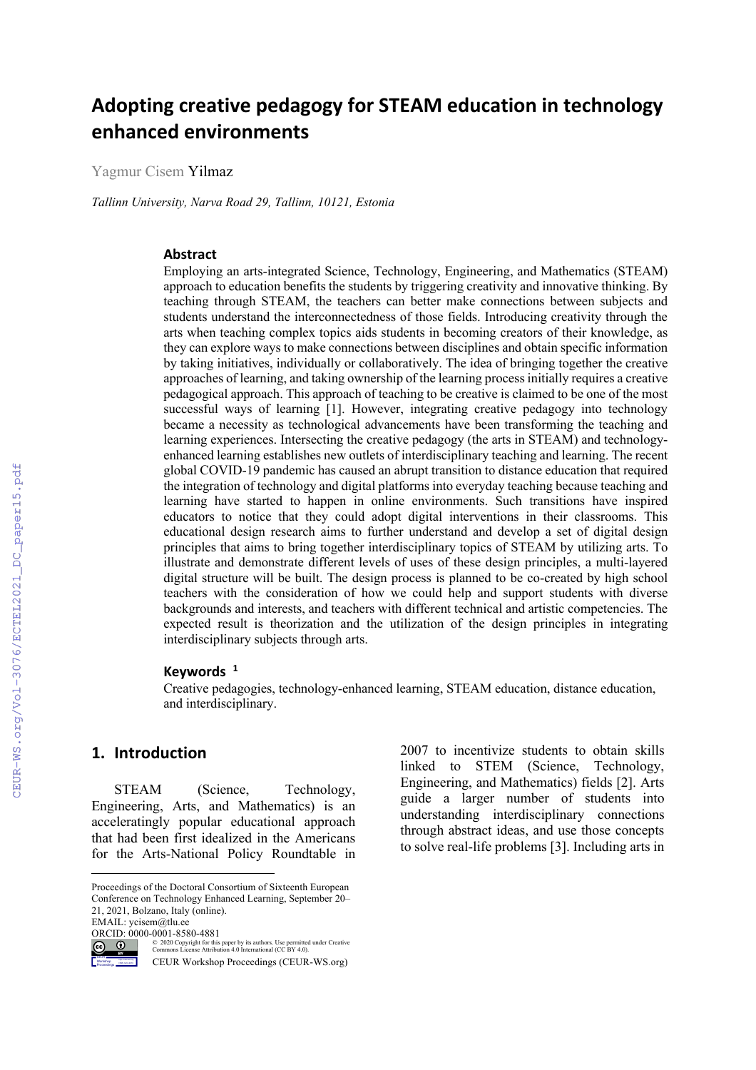# Adopting creative pedagogy for STEAM education in technology enhanced environments

Yagmur Cisem Yilmaz

*Tallinn University, Narva Road 29, Tallinn, 10121, Estonia*

### Abstract

Employing an arts-integrated Science, Technology, Engineering, and Mathematics (STEAM) approach to education benefits the students by triggering creativity and innovative thinking. By teaching through STEAM, the teachers can better make connections between subjects and students understand the interconnectedness of those fields. Introducing creativity through the arts when teaching complex topics aids students in becoming creators of their knowledge, as they can explore ways to make connections between disciplines and obtain specific information by taking initiatives, individually or collaboratively. The idea of bringing together the creative approaches of learning, and taking ownership of the learning process initially requires a creative pedagogical approach. This approach of teaching to be creative is claimed to be one of the most successful ways of learning [1]. However, integrating creative pedagogy into technology became a necessity as technological advancements have been transforming the teaching and learning experiences. Intersecting the creative pedagogy (the arts in STEAM) and technology-enhanced learning establishes new outlets of interdisciplinary teaching and learning. The recent global COVID-19 pandemic has caused an abrupt transition to distance education that required the integration of technology and digital platforms into everyday teaching because teaching and learning have started to happen in online environments. Such transitions have inspired educators to notice that they could adopt digital interventions in their classrooms. This educational design research aims to further understand and develop a set of digital design principles that aims to bring together interdisciplinary topics of STEAM by utilizing arts. To illustrate and demonstrate different levels of uses of these design principles, a multi-layered digital structure will be built. The design process is planned to be co-created by high school teachers with the consideration of how we could help and support students with diverse backgrounds and interests, and teachers with different technical and artistic competencies. The expected result is theorization and the utilization of the design principles in integrating interdisciplinary subjects through arts.

### Keywords [1]

Creative pedagogies, technology-enhanced learning, STEAM education, distance education, and interdisciplinary.

## 1. Introduction

STEAM (Science, Technology, Engineering, Arts, and Mathematics) is an acceleratingly popular educational approach that had been first idealized in the Americans for the Arts-National Policy Roundtable in 2007 to incentivize students to obtain skills linked to STEM (Science, Technology, Engineering, and Mathematics) fields [2]. Arts guide a larger number of students into understanding interdisciplinary connections through abstract ideas, and use those concepts to solve real-life problems [3]. Including arts in

---

Proceedings of the Doctoral Consortium of Sixteenth European Conference on Technology Enhanced Learning, September 20–21, 2021, Bolzano, Italy (online).
EMAIL: ycisem@tlu.ee
ORCID: 0000-0001-8580-4881

© 2020 Copyright for this paper by its authors. Use permitted under Creative Commons License Attribution 4.0 International (CC BY 4.0).
CEUR Workshop Proceedings (CEUR-WS.org)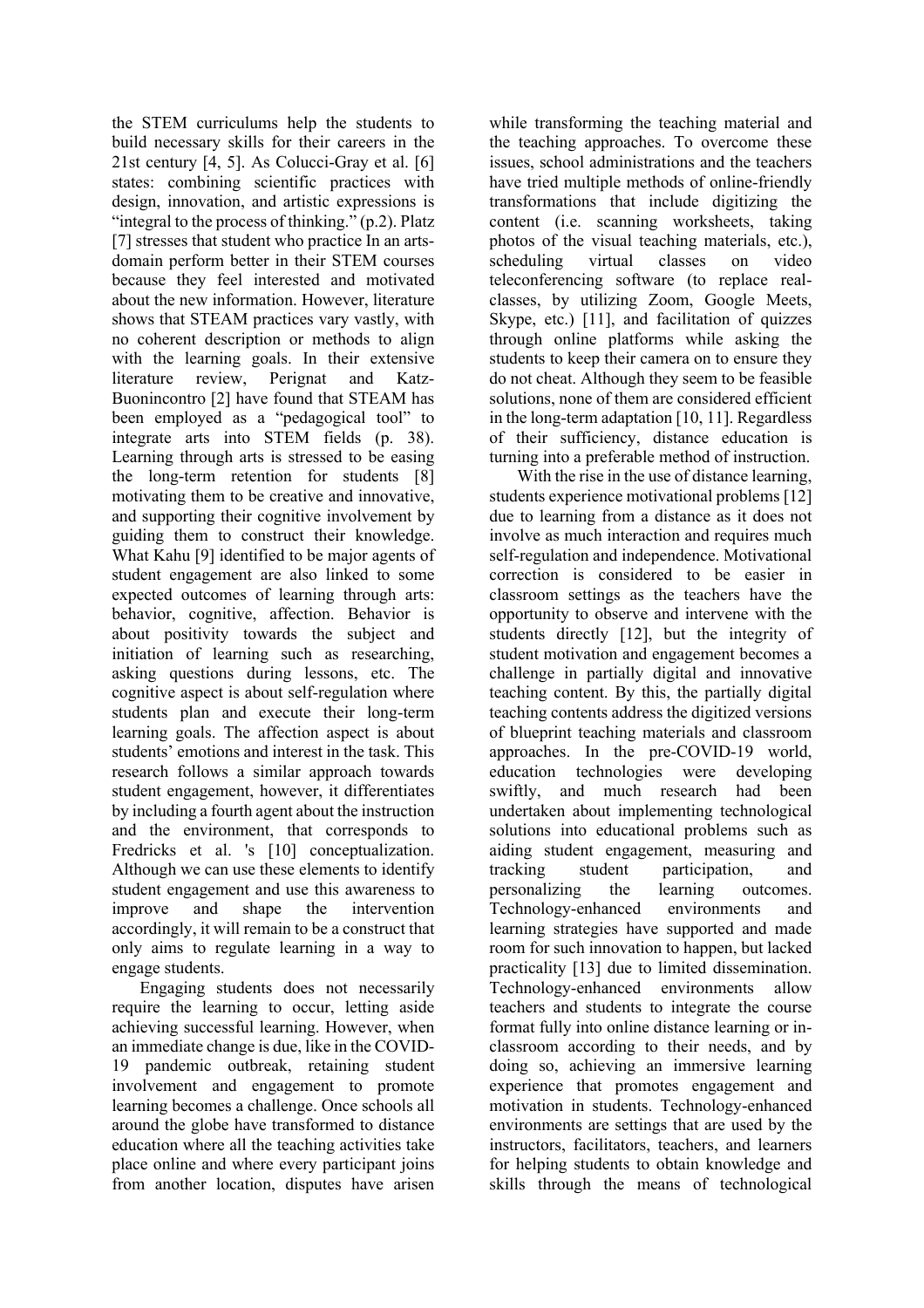the STEM curriculums help the students to build necessary skills for their careers in the 21st century [4, 5]. As Colucci-Gray et al. [6] states: combining scientific practices with design, innovation, and artistic expressions is "integral to the process of thinking." (p.2). Platz [7] stresses that student who practice In an arts-domain perform better in their STEM courses because they feel interested and motivated about the new information. However, literature shows that STEAM practices vary vastly, with no coherent description or methods to align with the learning goals. In their extensive literature review, Perignat and Katz-Buonincontro [2] have found that STEAM has been employed as a "pedagogical tool" to integrate arts into STEM fields (p. 38). Learning through arts is stressed to be easing the long-term retention for students [8] motivating them to be creative and innovative, and supporting their cognitive involvement by guiding them to construct their knowledge. What Kahu [9] identified to be major agents of student engagement are also linked to some expected outcomes of learning through arts: behavior, cognitive, affection. Behavior is about positivity towards the subject and initiation of learning such as researching, asking questions during lessons, etc. The cognitive aspect is about self-regulation where students plan and execute their long-term learning goals. The affection aspect is about students' emotions and interest in the task. This research follows a similar approach towards student engagement, however, it differentiates by including a fourth agent about the instruction and the environment, that corresponds to Fredricks et al. 's [10] conceptualization. Although we can use these elements to identify student engagement and use this awareness to improve and shape the intervention accordingly, it will remain to be a construct that only aims to regulate learning in a way to engage students.

Engaging students does not necessarily require the learning to occur, letting aside achieving successful learning. However, when an immediate change is due, like in the COVID-19 pandemic outbreak, retaining student involvement and engagement to promote learning becomes a challenge. Once schools all around the globe have transformed to distance education where all the teaching activities take place online and where every participant joins from another location, disputes have arisen while transforming the teaching material and the teaching approaches. To overcome these issues, school administrations and the teachers have tried multiple methods of online-friendly transformations that include digitizing the content (i.e. scanning worksheets, taking photos of the visual teaching materials, etc.), scheduling virtual classes on video teleconferencing software (to replace real-classes, by utilizing Zoom, Google Meets, Skype, etc.) [11], and facilitation of quizzes through online platforms while asking the students to keep their camera on to ensure they do not cheat. Although they seem to be feasible solutions, none of them are considered efficient in the long-term adaptation [10, 11]. Regardless of their sufficiency, distance education is turning into a preferable method of instruction.

With the rise in the use of distance learning, students experience motivational problems [12] due to learning from a distance as it does not involve as much interaction and requires much self-regulation and independence. Motivational correction is considered to be easier in classroom settings as the teachers have the opportunity to observe and intervene with the students directly [12], but the integrity of student motivation and engagement becomes a challenge in partially digital and innovative teaching content. By this, the partially digital teaching contents address the digitized versions of blueprint teaching materials and classroom approaches. In the pre-COVID-19 world, education technologies were developing swiftly, and much research had been undertaken about implementing technological solutions into educational problems such as aiding student engagement, measuring and tracking student participation, and personalizing the learning outcomes. Technology-enhanced environments and learning strategies have supported and made room for such innovation to happen, but lacked practicality [13] due to limited dissemination. Technology-enhanced environments allow teachers and students to integrate the course format fully into online distance learning or in-classroom according to their needs, and by doing so, achieving an immersive learning experience that promotes engagement and motivation in students. Technology-enhanced environments are settings that are used by the instructors, facilitators, teachers, and learners for helping students to obtain knowledge and skills through the means of technological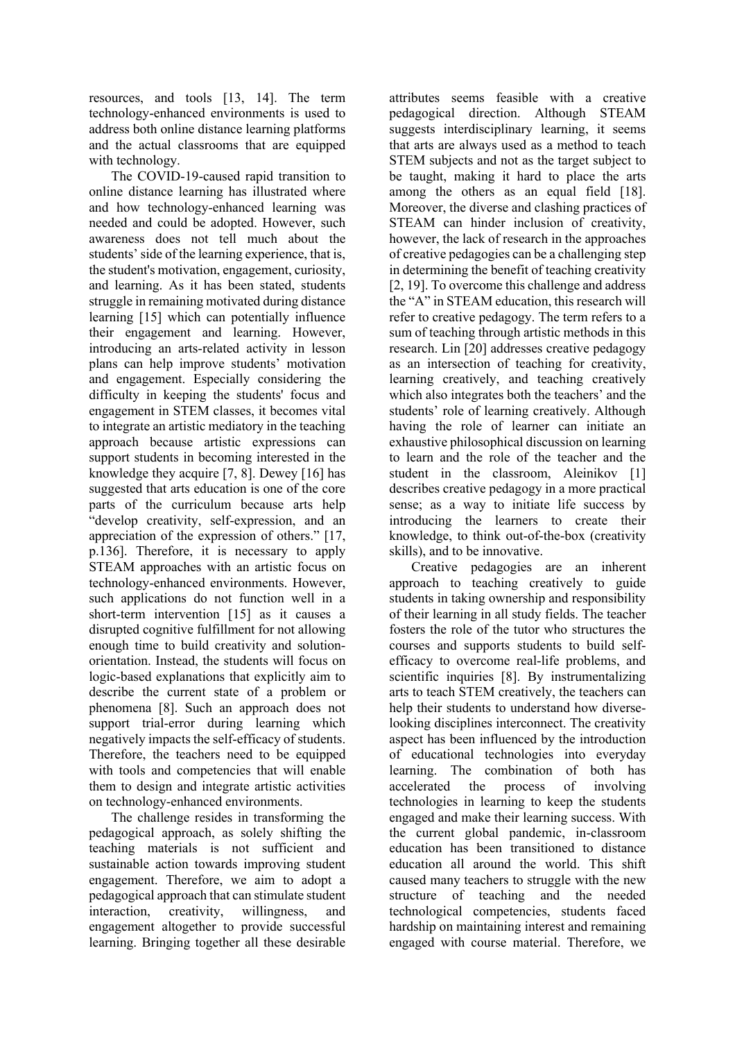resources, and tools [13, 14]. The term technology-enhanced environments is used to address both online distance learning platforms and the actual classrooms that are equipped with technology.

The COVID-19-caused rapid transition to online distance learning has illustrated where and how technology-enhanced learning was needed and could be adopted. However, such awareness does not tell much about the students' side of the learning experience, that is, the student's motivation, engagement, curiosity, and learning. As it has been stated, students struggle in remaining motivated during distance learning [15] which can potentially influence their engagement and learning. However, introducing an arts-related activity in lesson plans can help improve students' motivation and engagement. Especially considering the difficulty in keeping the students' focus and engagement in STEM classes, it becomes vital to integrate an artistic mediatory in the teaching approach because artistic expressions can support students in becoming interested in the knowledge they acquire [7, 8]. Dewey [16] has suggested that arts education is one of the core parts of the curriculum because arts help "develop creativity, self-expression, and an appreciation of the expression of others." [17, p.136]. Therefore, it is necessary to apply STEAM approaches with an artistic focus on technology-enhanced environments. However, such applications do not function well in a short-term intervention [15] as it causes a disrupted cognitive fulfillment for not allowing enough time to build creativity and solution-orientation. Instead, the students will focus on logic-based explanations that explicitly aim to describe the current state of a problem or phenomena [8]. Such an approach does not support trial-error during learning which negatively impacts the self-efficacy of students. Therefore, the teachers need to be equipped with tools and competencies that will enable them to design and integrate artistic activities on technology-enhanced environments.

The challenge resides in transforming the pedagogical approach, as solely shifting the teaching materials is not sufficient and sustainable action towards improving student engagement. Therefore, we aim to adopt a pedagogical approach that can stimulate student interaction, creativity, willingness, and engagement altogether to provide successful learning. Bringing together all these desirable attributes seems feasible with a creative pedagogical direction. Although STEAM suggests interdisciplinary learning, it seems that arts are always used as a method to teach STEM subjects and not as the target subject to be taught, making it hard to place the arts among the others as an equal field [18]. Moreover, the diverse and clashing practices of STEAM can hinder inclusion of creativity, however, the lack of research in the approaches of creative pedagogies can be a challenging step in determining the benefit of teaching creativity [2, 19]. To overcome this challenge and address the "A" in STEAM education, this research will refer to creative pedagogy. The term refers to a sum of teaching through artistic methods in this research. Lin [20] addresses creative pedagogy as an intersection of teaching for creativity, learning creatively, and teaching creatively which also integrates both the teachers' and the students' role of learning creatively. Although having the role of learner can initiate an exhaustive philosophical discussion on learning to learn and the role of the teacher and the student in the classroom, Aleinikov [1] describes creative pedagogy in a more practical sense; as a way to initiate life success by introducing the learners to create their knowledge, to think out-of-the-box (creativity skills), and to be innovative.

Creative pedagogies are an inherent approach to teaching creatively to guide students in taking ownership and responsibility of their learning in all study fields. The teacher fosters the role of the tutor who structures the courses and supports students to build self-efficacy to overcome real-life problems, and scientific inquiries [8]. By instrumentalizing arts to teach STEM creatively, the teachers can help their students to understand how diverse-looking disciplines interconnect. The creativity aspect has been influenced by the introduction of educational technologies into everyday learning. The combination of both has accelerated the process of involving technologies in learning to keep the students engaged and make their learning success. With the current global pandemic, in-classroom education has been transitioned to distance education all around the world. This shift caused many teachers to struggle with the new structure of teaching and the needed technological competencies, students faced hardship on maintaining interest and remaining engaged with course material. Therefore, we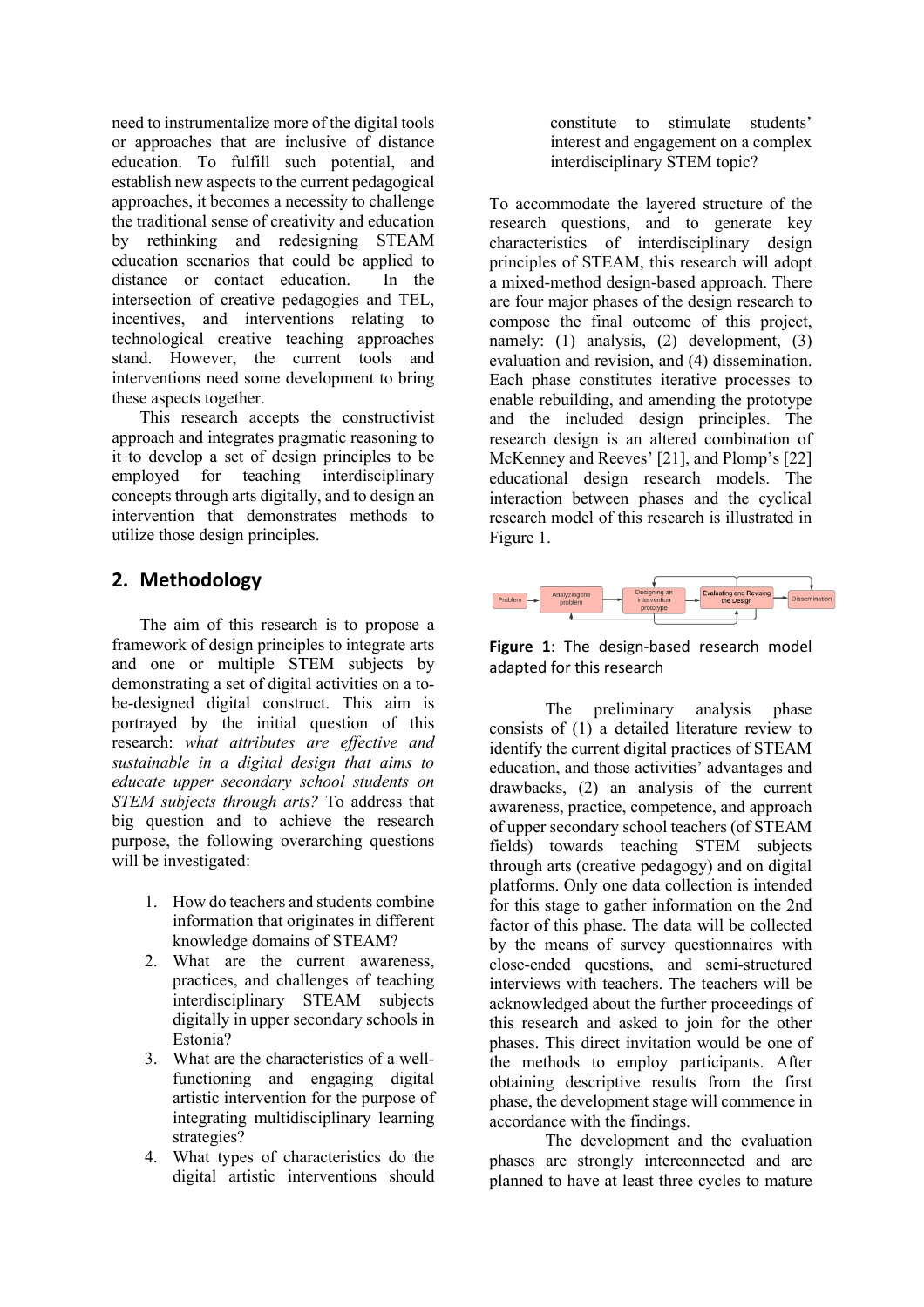need to instrumentalize more of the digital tools or approaches that are inclusive of distance education. To fulfill such potential, and establish new aspects to the current pedagogical approaches, it becomes a necessity to challenge the traditional sense of creativity and education by rethinking and redesigning STEAM education scenarios that could be applied to distance or contact education. In the intersection of creative pedagogies and TEL, incentives, and interventions relating to technological creative teaching approaches stand. However, the current tools and interventions need some development to bring these aspects together.

This research accepts the constructivist approach and integrates pragmatic reasoning to it to develop a set of design principles to be employed for teaching interdisciplinary concepts through arts digitally, and to design an intervention that demonstrates methods to utilize those design principles.

## 2. Methodology

The aim of this research is to propose a framework of design principles to integrate arts and one or multiple STEM subjects by demonstrating a set of digital activities on a to-be-designed digital construct. This aim is portrayed by the initial question of this research: *what attributes are effective and sustainable in a digital design that aims to educate upper secondary school students on STEM subjects through arts?* To address that big question and to achieve the research purpose, the following overarching questions will be investigated:

1. How do teachers and students combine information that originates in different knowledge domains of STEAM?
2. What are the current awareness, practices, and challenges of teaching interdisciplinary STEAM subjects digitally in upper secondary schools in Estonia?
3. What are the characteristics of a well-functioning and engaging digital artistic intervention for the purpose of integrating multidisciplinary learning strategies?
4. What types of characteristics do the digital artistic interventions should constitute to stimulate students' interest and engagement on a complex interdisciplinary STEM topic?

To accommodate the layered structure of the research questions, and to generate key characteristics of interdisciplinary design principles of STEAM, this research will adopt a mixed-method design-based approach. There are four major phases of the design research to compose the final outcome of this project, namely: (1) analysis, (2) development, (3) evaluation and revision, and (4) dissemination. Each phase constitutes iterative processes to enable rebuilding, and amending the prototype and the included design principles. The research design is an altered combination of McKenney and Reeves' [21], and Plomp's [22] educational design research models. The interaction between phases and the cyclical research model of this research is illustrated in Figure 1.

Problem → Analyzing the problem → Designing an intervention prototype → Evaluating and Revising the Design → Dissemination

**Figure 1**: The design-based research model adapted for this research

The preliminary analysis phase consists of (1) a detailed literature review to identify the current digital practices of STEAM education, and those activities' advantages and drawbacks, (2) an analysis of the current awareness, practice, competence, and approach of upper secondary school teachers (of STEAM fields) towards teaching STEM subjects through arts (creative pedagogy) and on digital platforms. Only one data collection is intended for this stage to gather information on the 2nd factor of this phase. The data will be collected by the means of survey questionnaires with close-ended questions, and semi-structured interviews with teachers. The teachers will be acknowledged about the further proceedings of this research and asked to join for the other phases. This direct invitation would be one of the methods to employ participants. After obtaining descriptive results from the first phase, the development stage will commence in accordance with the findings.

The development and the evaluation phases are strongly interconnected and are planned to have at least three cycles to mature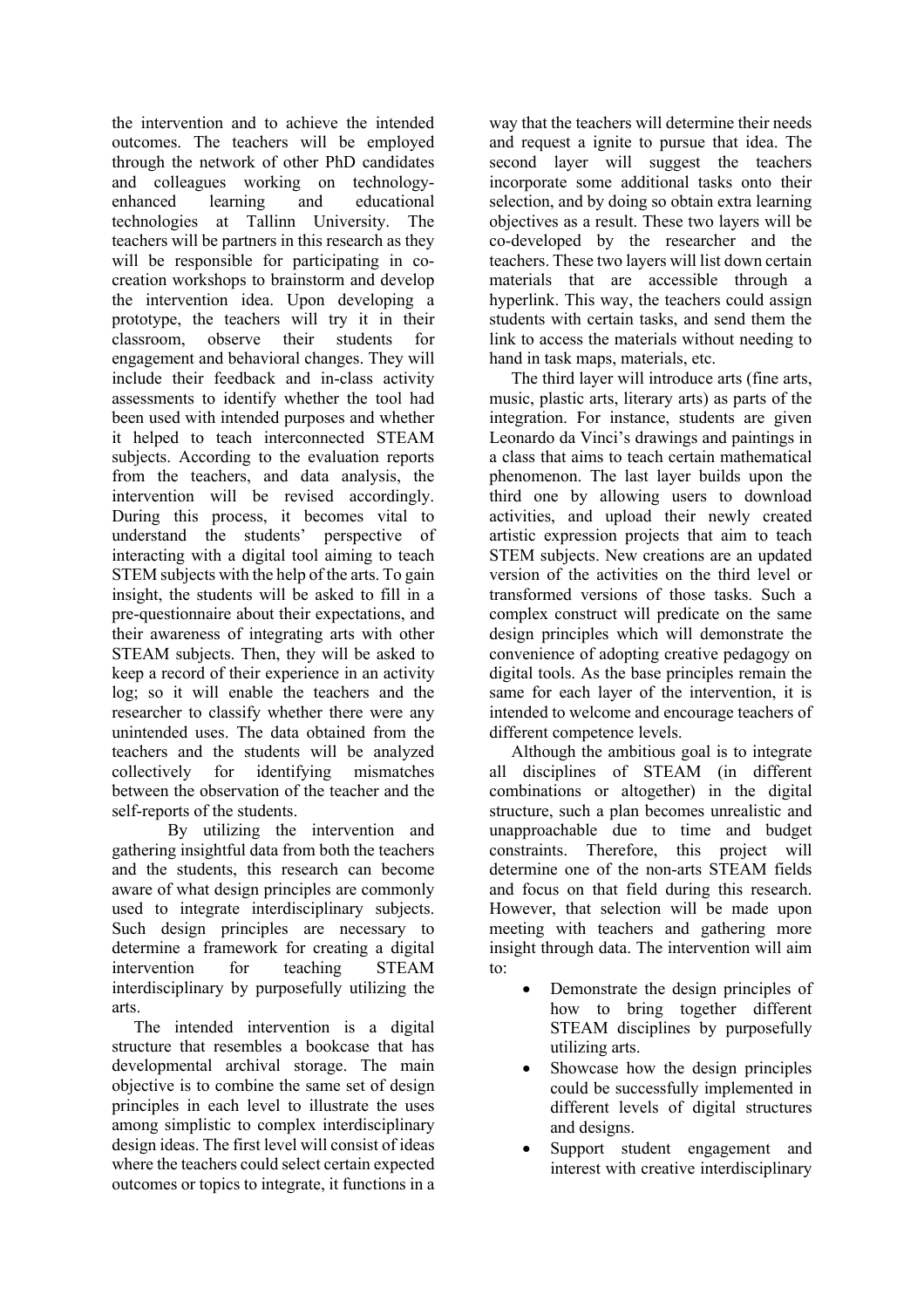the intervention and to achieve the intended outcomes. The teachers will be employed through the network of other PhD candidates and colleagues working on technology-enhanced learning and educational technologies at Tallinn University. The teachers will be partners in this research as they will be responsible for participating in co-creation workshops to brainstorm and develop the intervention idea. Upon developing a prototype, the teachers will try it in their classroom, observe their students for engagement and behavioral changes. They will include their feedback and in-class activity assessments to identify whether the tool had been used with intended purposes and whether it helped to teach interconnected STEAM subjects. According to the evaluation reports from the teachers, and data analysis, the intervention will be revised accordingly. During this process, it becomes vital to understand the students' perspective of interacting with a digital tool aiming to teach STEM subjects with the help of the arts. To gain insight, the students will be asked to fill in a pre-questionnaire about their expectations, and their awareness of integrating arts with other STEAM subjects. Then, they will be asked to keep a record of their experience in an activity log; so it will enable the teachers and the researcher to classify whether there were any unintended uses. The data obtained from the teachers and the students will be analyzed collectively for identifying mismatches between the observation of the teacher and the self-reports of the students.

By utilizing the intervention and gathering insightful data from both the teachers and the students, this research can become aware of what design principles are commonly used to integrate interdisciplinary subjects. Such design principles are necessary to determine a framework for creating a digital intervention for teaching STEAM interdisciplinary by purposefully utilizing the arts.

The intended intervention is a digital structure that resembles a bookcase that has developmental archival storage. The main objective is to combine the same set of design principles in each level to illustrate the uses among simplistic to complex interdisciplinary design ideas. The first level will consist of ideas where the teachers could select certain expected outcomes or topics to integrate, it functions in a way that the teachers will determine their needs and request a ignite to pursue that idea. The second layer will suggest the teachers incorporate some additional tasks onto their selection, and by doing so obtain extra learning objectives as a result. These two layers will be co-developed by the researcher and the teachers. These two layers will list down certain materials that are accessible through a hyperlink. This way, the teachers could assign students with certain tasks, and send them the link to access the materials without needing to hand in task maps, materials, etc.

The third layer will introduce arts (fine arts, music, plastic arts, literary arts) as parts of the integration. For instance, students are given Leonardo da Vinci's drawings and paintings in a class that aims to teach certain mathematical phenomenon. The last layer builds upon the third one by allowing users to download activities, and upload their newly created artistic expression projects that aim to teach STEM subjects. New creations are an updated version of the activities on the third level or transformed versions of those tasks. Such a complex construct will predicate on the same design principles which will demonstrate the convenience of adopting creative pedagogy on digital tools. As the base principles remain the same for each layer of the intervention, it is intended to welcome and encourage teachers of different competence levels.

Although the ambitious goal is to integrate all disciplines of STEAM (in different combinations or altogether) in the digital structure, such a plan becomes unrealistic and unapproachable due to time and budget constraints. Therefore, this project will determine one of the non-arts STEAM fields and focus on that field during this research. However, that selection will be made upon meeting with teachers and gathering more insight through data. The intervention will aim to:

- Demonstrate the design principles of how to bring together different STEAM disciplines by purposefully utilizing arts.
- Showcase how the design principles could be successfully implemented in different levels of digital structures and designs.
- Support student engagement and interest with creative interdisciplinary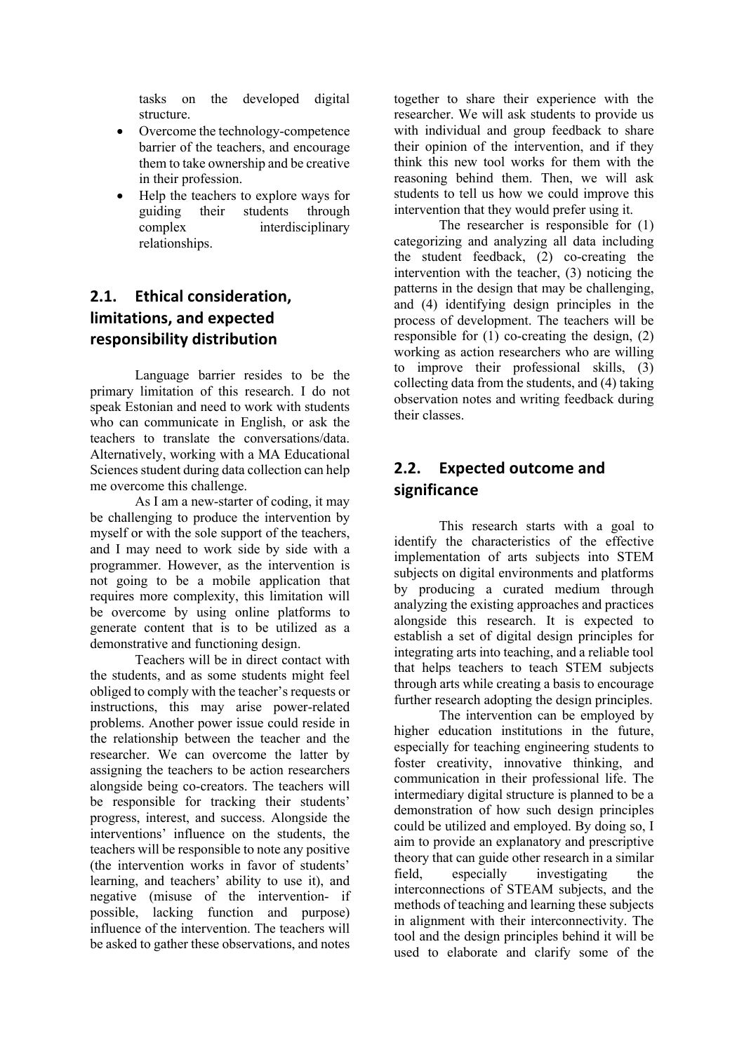tasks on the developed digital structure.

- Overcome the technology-competence barrier of the teachers, and encourage them to take ownership and be creative in their profession.
- Help the teachers to explore ways for guiding their students through complex interdisciplinary relationships.

## 2.1. Ethical consideration, limitations, and expected responsibility distribution

Language barrier resides to be the primary limitation of this research. I do not speak Estonian and need to work with students who can communicate in English, or ask the teachers to translate the conversations/data. Alternatively, working with a MA Educational Sciences student during data collection can help me overcome this challenge.

As I am a new-starter of coding, it may be challenging to produce the intervention by myself or with the sole support of the teachers, and I may need to work side by side with a programmer. However, as the intervention is not going to be a mobile application that requires more complexity, this limitation will be overcome by using online platforms to generate content that is to be utilized as a demonstrative and functioning design.

Teachers will be in direct contact with the students, and as some students might feel obliged to comply with the teacher's requests or instructions, this may arise power-related problems. Another power issue could reside in the relationship between the teacher and the researcher. We can overcome the latter by assigning the teachers to be action researchers alongside being co-creators. The teachers will be responsible for tracking their students' progress, interest, and success. Alongside the interventions' influence on the students, the teachers will be responsible to note any positive (the intervention works in favor of students' learning, and teachers' ability to use it), and negative (misuse of the intervention- if possible, lacking function and purpose) influence of the intervention. The teachers will be asked to gather these observations, and notes together to share their experience with the researcher. We will ask students to provide us with individual and group feedback to share their opinion of the intervention, and if they think this new tool works for them with the reasoning behind them. Then, we will ask students to tell us how we could improve this intervention that they would prefer using it.

The researcher is responsible for (1) categorizing and analyzing all data including the student feedback, (2) co-creating the intervention with the teacher, (3) noticing the patterns in the design that may be challenging, and (4) identifying design principles in the process of development. The teachers will be responsible for (1) co-creating the design, (2) working as action researchers who are willing to improve their professional skills, (3) collecting data from the students, and (4) taking observation notes and writing feedback during their classes.

## 2.2. Expected outcome and significance

This research starts with a goal to identify the characteristics of the effective implementation of arts subjects into STEM subjects on digital environments and platforms by producing a curated medium through analyzing the existing approaches and practices alongside this research. It is expected to establish a set of digital design principles for integrating arts into teaching, and a reliable tool that helps teachers to teach STEM subjects through arts while creating a basis to encourage further research adopting the design principles.

The intervention can be employed by higher education institutions in the future, especially for teaching engineering students to foster creativity, innovative thinking, and communication in their professional life. The intermediary digital structure is planned to be a demonstration of how such design principles could be utilized and employed. By doing so, I aim to provide an explanatory and prescriptive theory that can guide other research in a similar field, especially investigating the interconnections of STEAM subjects, and the methods of teaching and learning these subjects in alignment with their interconnectivity. The tool and the design principles behind it will be used to elaborate and clarify some of the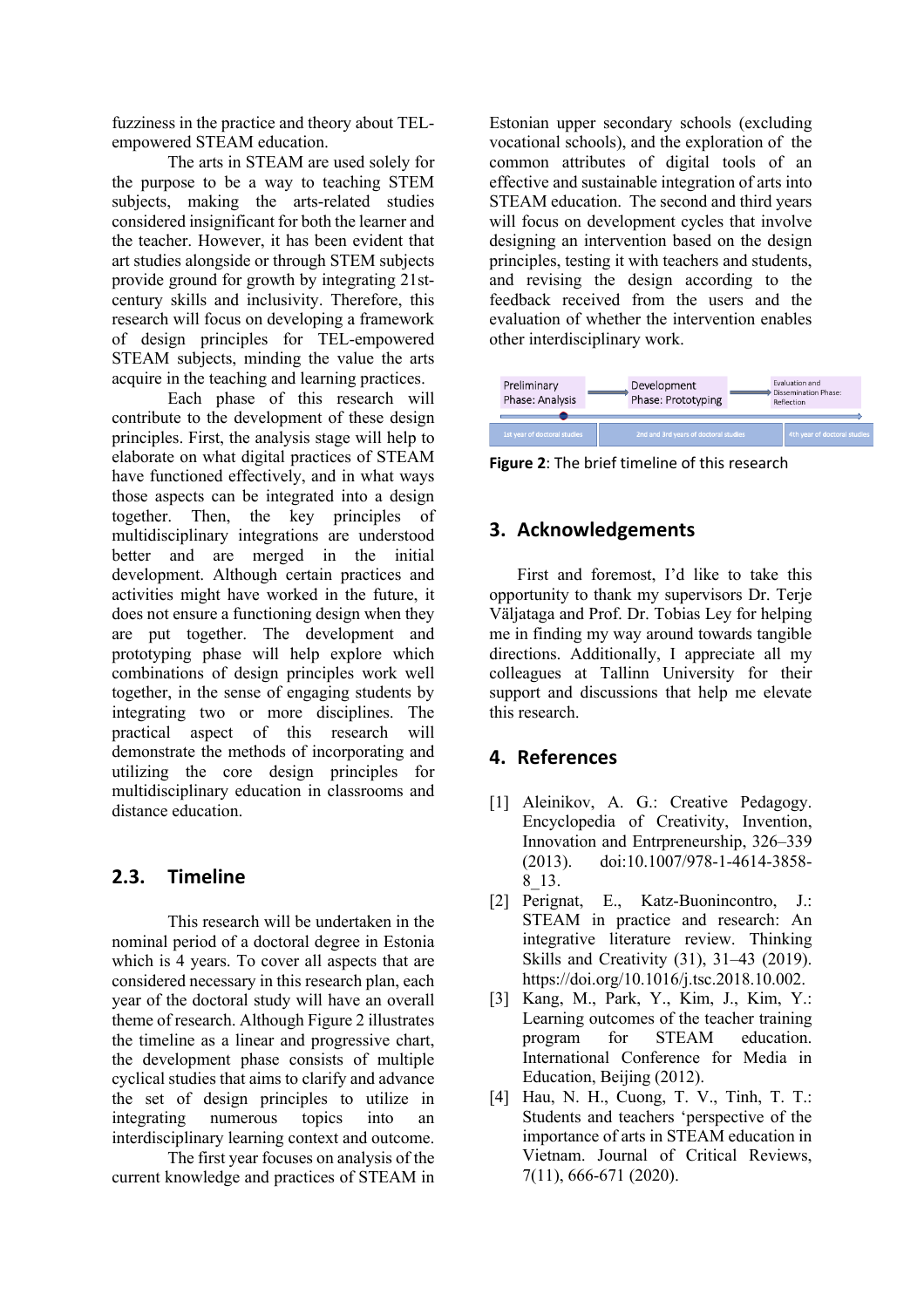fuzziness in the practice and theory about TEL-empowered STEAM education.

The arts in STEAM are used solely for the purpose to be a way to teaching STEM subjects, making the arts-related studies considered insignificant for both the learner and the teacher. However, it has been evident that art studies alongside or through STEM subjects provide ground for growth by integrating 21st-century skills and inclusivity. Therefore, this research will focus on developing a framework of design principles for TEL-empowered STEAM subjects, minding the value the arts acquire in the teaching and learning practices.

Each phase of this research will contribute to the development of these design principles. First, the analysis stage will help to elaborate on what digital practices of STEAM have functioned effectively, and in what ways those aspects can be integrated into a design together. Then, the key principles of multidisciplinary integrations are understood better and are merged in the initial development. Although certain practices and activities might have worked in the future, it does not ensure a functioning design when they are put together. The development and prototyping phase will help explore which combinations of design principles work well together, in the sense of engaging students by integrating two or more disciplines. The practical aspect of this research will demonstrate the methods of incorporating and utilizing the core design principles for multidisciplinary education in classrooms and distance education.

### 2.3. Timeline

This research will be undertaken in the nominal period of a doctoral degree in Estonia which is 4 years. To cover all aspects that are considered necessary in this research plan, each year of the doctoral study will have an overall theme of research. Although Figure 2 illustrates the timeline as a linear and progressive chart, the development phase consists of multiple cyclical studies that aims to clarify and advance the set of design principles to utilize in integrating numerous topics into an interdisciplinary learning context and outcome.

The first year focuses on analysis of the current knowledge and practices of STEAM in Estonian upper secondary schools (excluding vocational schools), and the exploration of the common attributes of digital tools of an effective and sustainable integration of arts into STEAM education. The second and third years will focus on development cycles that involve designing an intervention based on the design principles, testing it with teachers and students, and revising the design according to the feedback received from the users and the evaluation of whether the intervention enables other interdisciplinary work.

| Preliminary Phase: Analysis | Development Phase: Prototyping | Evaluation and Dissemination Phase: Reflection |
|---|---|---|
| 1st year of doctoral studies | 2nd and 3rd years of doctoral studies | 4th year of doctoral studies |

**Figure 2**: The brief timeline of this research

## 3. Acknowledgements

First and foremost, I'd like to take this opportunity to thank my supervisors Dr. Terje Väljataga and Prof. Dr. Tobias Ley for helping me in finding my way around towards tangible directions. Additionally, I appreciate all my colleagues at Tallinn University for their support and discussions that help me elevate this research.

## 4. References

[1] Aleinikov, A. G.: Creative Pedagogy. Encyclopedia of Creativity, Invention, Innovation and Entrpreneurship, 326–339 (2013). doi:10.1007/978-1-4614-3858-8_13.

[2] Perignat, E., Katz-Buonincontro, J.: STEAM in practice and research: An integrative literature review. Thinking Skills and Creativity (31), 31–43 (2019). https://doi.org/10.1016/j.tsc.2018.10.002.

[3] Kang, M., Park, Y., Kim, J., Kim, Y.: Learning outcomes of the teacher training program for STEAM education. International Conference for Media in Education, Beijing (2012).

[4] Hau, N. H., Cuong, T. V., Tinh, T. T.: Students and teachers 'perspective of the importance of arts in STEAM education in Vietnam. Journal of Critical Reviews, 7(11), 666-671 (2020).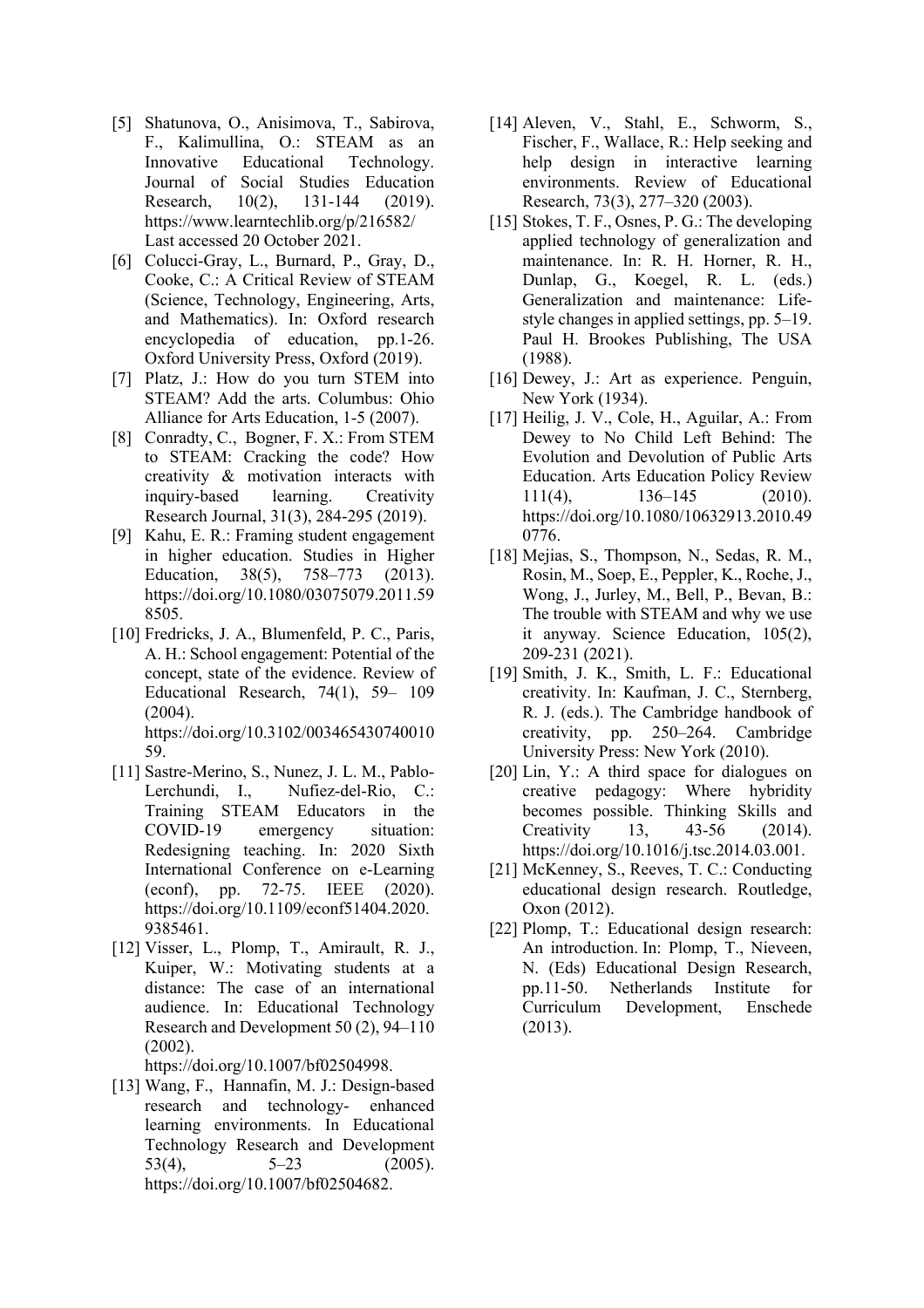[5] Shatunova, O., Anisimova, T., Sabirova, F., Kalimullina, O.: STEAM as an Innovative Educational Technology. Journal of Social Studies Education Research, 10(2), 131-144 (2019). https://www.learntechlib.org/p/216582/ Last accessed 20 October 2021.

[6] Colucci-Gray, L., Burnard, P., Gray, D., Cooke, C.: A Critical Review of STEAM (Science, Technology, Engineering, Arts, and Mathematics). In: Oxford research encyclopedia of education, pp.1-26. Oxford University Press, Oxford (2019).

[7] Platz, J.: How do you turn STEM into STEAM? Add the arts. Columbus: Ohio Alliance for Arts Education, 1-5 (2007).

[8] Conradty, C., Bogner, F. X.: From STEM to STEAM: Cracking the code? How creativity & motivation interacts with inquiry-based learning. Creativity Research Journal, 31(3), 284-295 (2019).

[9] Kahu, E. R.: Framing student engagement in higher education. Studies in Higher Education, 38(5), 758–773 (2013). https://doi.org/10.1080/03075079.2011.598505.

[10] Fredricks, J. A., Blumenfeld, P. C., Paris, A. H.: School engagement: Potential of the concept, state of the evidence. Review of Educational Research, 74(1), 59– 109 (2004). https://doi.org/10.3102/00346543074001059.

[11] Sastre-Merino, S., Nunez, J. L. M., Pablo-Lerchundi, I., Nufiez-del-Rio, C.: Training STEAM Educators in the COVID-19 emergency situation: Redesigning teaching. In: 2020 Sixth International Conference on e-Learning (econf), pp. 72-75. IEEE (2020). https://doi.org/10.1109/econf51404.2020.9385461.

[12] Visser, L., Plomp, T., Amirault, R. J., Kuiper, W.: Motivating students at a distance: The case of an international audience. In: Educational Technology Research and Development 50 (2), 94–110 (2002). https://doi.org/10.1007/bf02504998.

[13] Wang, F., Hannafin, M. J.: Design-based research and technology- enhanced learning environments. In Educational Technology Research and Development 53(4), 5–23 (2005). https://doi.org/10.1007/bf02504682.

[14] Aleven, V., Stahl, E., Schworm, S., Fischer, F., Wallace, R.: Help seeking and help design in interactive learning environments. Review of Educational Research, 73(3), 277–320 (2003).

[15] Stokes, T. F., Osnes, P. G.: The developing applied technology of generalization and maintenance. In: R. H. Horner, R. H., Dunlap, G., Koegel, R. L. (eds.) Generalization and maintenance: Life-style changes in applied settings, pp. 5–19. Paul H. Brookes Publishing, The USA (1988).

[16] Dewey, J.: Art as experience. Penguin, New York (1934).

[17] Heilig, J. V., Cole, H., Aguilar, A.: From Dewey to No Child Left Behind: The Evolution and Devolution of Public Arts Education. Arts Education Policy Review 111(4), 136–145 (2010). https://doi.org/10.1080/10632913.2010.490776.

[18] Mejias, S., Thompson, N., Sedas, R. M., Rosin, M., Soep, E., Peppler, K., Roche, J., Wong, J., Jurley, M., Bell, P., Bevan, B.: The trouble with STEAM and why we use it anyway. Science Education, 105(2), 209-231 (2021).

[19] Smith, J. K., Smith, L. F.: Educational creativity. In: Kaufman, J. C., Sternberg, R. J. (eds.). The Cambridge handbook of creativity, pp. 250–264. Cambridge University Press: New York (2010).

[20] Lin, Y.: A third space for dialogues on creative pedagogy: Where hybridity becomes possible. Thinking Skills and Creativity 13, 43-56 (2014). https://doi.org/10.1016/j.tsc.2014.03.001.

[21] McKenney, S., Reeves, T. C.: Conducting educational design research. Routledge, Oxon (2012).

[22] Plomp, T.: Educational design research: An introduction. In: Plomp, T., Nieveen, N. (Eds) Educational Design Research, pp.11-50. Netherlands Institute for Curriculum Development, Enschede (2013).